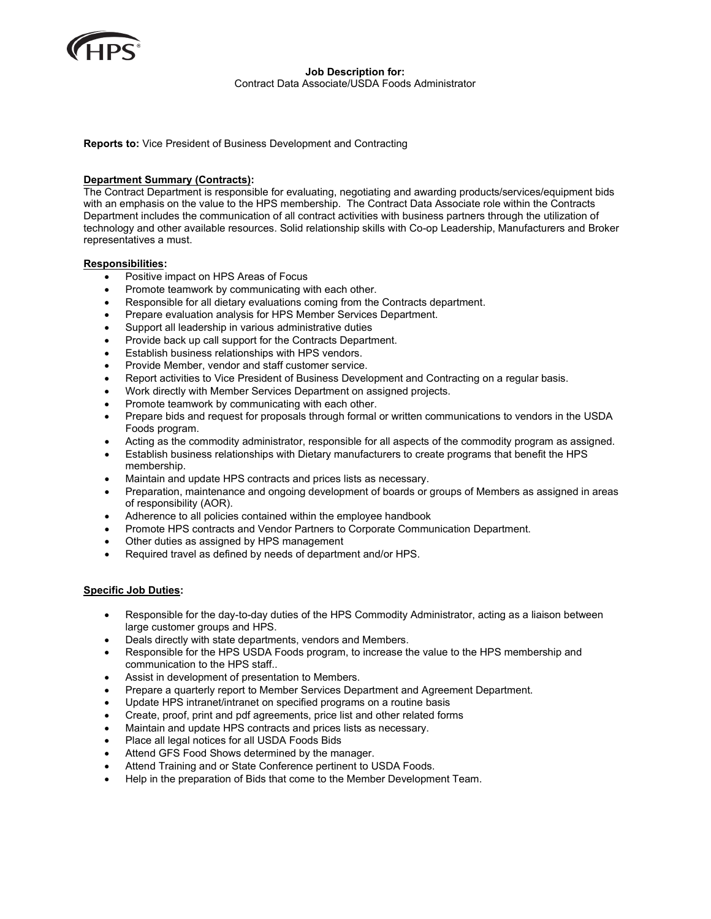HPS

**Job Description for:**
Contract Data Associate/USDA Foods Administrator

**Reports to:** Vice President of Business Development and Contracting

**Department Summary (Contracts):**
The Contract Department is responsible for evaluating, negotiating and awarding products/services/equipment bids with an emphasis on the value to the HPS membership. The Contract Data Associate role within the Contracts Department includes the communication of all contract activities with business partners through the utilization of technology and other available resources. Solid relationship skills with Co-op Leadership, Manufacturers and Broker representatives a must.

**Responsibilities:**

- Positive impact on HPS Areas of Focus
- Promote teamwork by communicating with each other.
- Responsible for all dietary evaluations coming from the Contracts department.
- Prepare evaluation analysis for HPS Member Services Department.
- Support all leadership in various administrative duties
- Provide back up call support for the Contracts Department.
- Establish business relationships with HPS vendors.
- Provide Member, vendor and staff customer service.
- Report activities to Vice President of Business Development and Contracting on a regular basis.
- Work directly with Member Services Department on assigned projects.
- Promote teamwork by communicating with each other.
- Prepare bids and request for proposals through formal or written communications to vendors in the USDA Foods program.
- Acting as the commodity administrator, responsible for all aspects of the commodity program as assigned.
- Establish business relationships with Dietary manufacturers to create programs that benefit the HPS membership.
- Maintain and update HPS contracts and prices lists as necessary.
- Preparation, maintenance and ongoing development of boards or groups of Members as assigned in areas of responsibility (AOR).
- Adherence to all policies contained within the employee handbook
- Promote HPS contracts and Vendor Partners to Corporate Communication Department.
- Other duties as assigned by HPS management
- Required travel as defined by needs of department and/or HPS.

**Specific Job Duties:**

- Responsible for the day-to-day duties of the HPS Commodity Administrator, acting as a liaison between large customer groups and HPS.
- Deals directly with state departments, vendors and Members.
- Responsible for the HPS USDA Foods program, to increase the value to the HPS membership and communication to the HPS staff..
- Assist in development of presentation to Members.
- Prepare a quarterly report to Member Services Department and Agreement Department.
- Update HPS intranet/intranet on specified programs on a routine basis
- Create, proof, print and pdf agreements, price list and other related forms
- Maintain and update HPS contracts and prices lists as necessary.
- Place all legal notices for all USDA Foods Bids
- Attend GFS Food Shows determined by the manager.
- Attend Training and or State Conference pertinent to USDA Foods.
- Help in the preparation of Bids that come to the Member Development Team.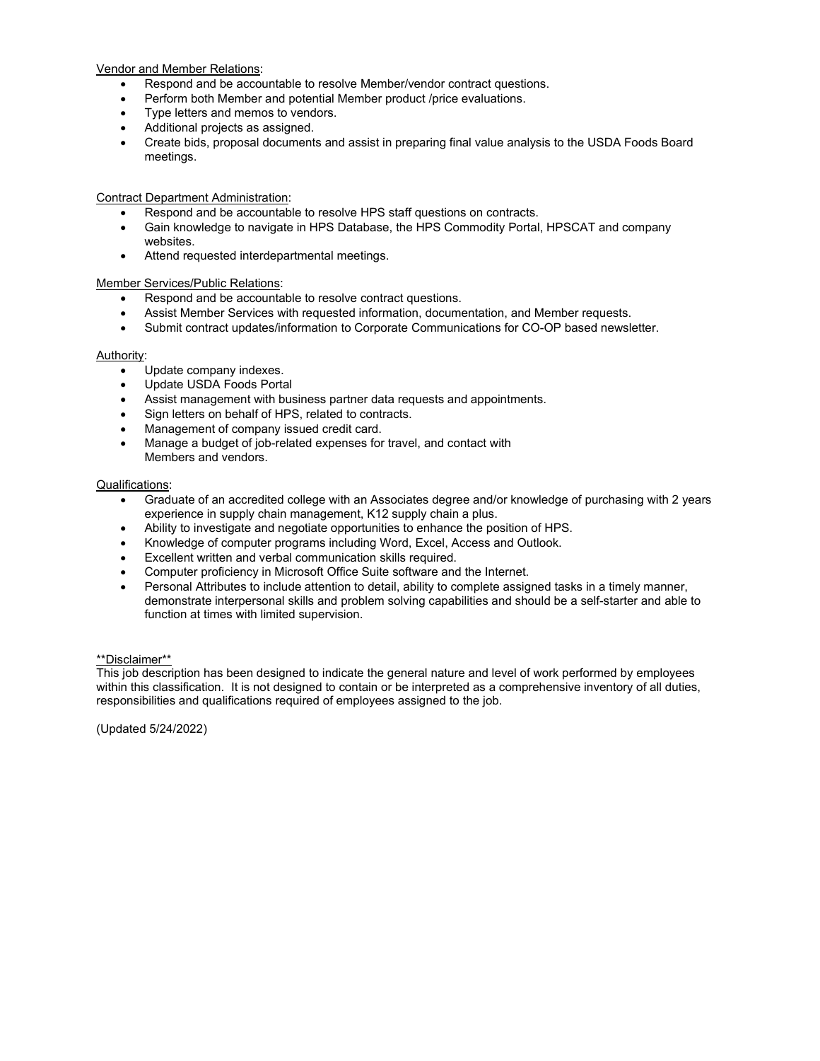Vendor and Member Relations:

- Respond and be accountable to resolve Member/vendor contract questions.
- Perform both Member and potential Member product /price evaluations.
- Type letters and memos to vendors.
- Additional projects as assigned.
- Create bids, proposal documents and assist in preparing final value analysis to the USDA Foods Board meetings.

Contract Department Administration:

- Respond and be accountable to resolve HPS staff questions on contracts.
- Gain knowledge to navigate in HPS Database, the HPS Commodity Portal, HPSCAT and company websites.
- Attend requested interdepartmental meetings.

Member Services/Public Relations:

- Respond and be accountable to resolve contract questions.
- Assist Member Services with requested information, documentation, and Member requests.
- Submit contract updates/information to Corporate Communications for CO-OP based newsletter.

Authority:

- Update company indexes.
- Update USDA Foods Portal
- Assist management with business partner data requests and appointments.
- Sign letters on behalf of HPS, related to contracts.
- Management of company issued credit card.
- Manage a budget of job-related expenses for travel, and contact with Members and vendors.

Qualifications:

- Graduate of an accredited college with an Associates degree and/or knowledge of purchasing with 2 years experience in supply chain management, K12 supply chain a plus.
- Ability to investigate and negotiate opportunities to enhance the position of HPS.
- Knowledge of computer programs including Word, Excel, Access and Outlook.
- Excellent written and verbal communication skills required.
- Computer proficiency in Microsoft Office Suite software and the Internet.
- Personal Attributes to include attention to detail, ability to complete assigned tasks in a timely manner, demonstrate interpersonal skills and problem solving capabilities and should be a self-starter and able to function at times with limited supervision.

**Disclaimer**

This job description has been designed to indicate the general nature and level of work performed by employees within this classification. It is not designed to contain or be interpreted as a comprehensive inventory of all duties, responsibilities and qualifications required of employees assigned to the job.

(Updated 5/24/2022)